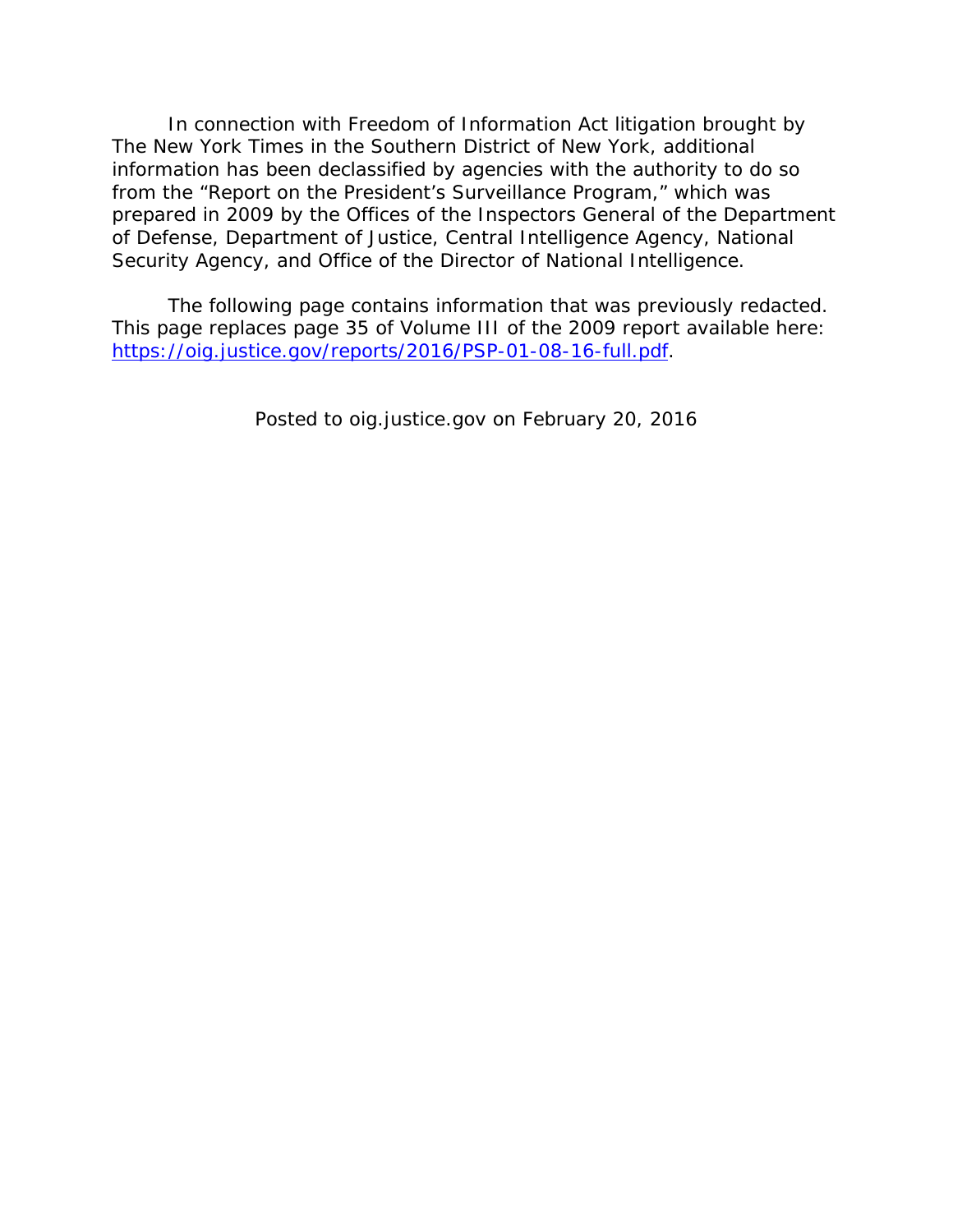In connection with Freedom of Information Act litigation brought by The New York Times in the Southern District of New York, additional information has been declassified by agencies with the authority to do so from the "Report on the President's Surveillance Program," which was prepared in 2009 by the Offices of the Inspectors General of the Department of Defense, Department of Justice, Central Intelligence Agency, National Security Agency, and Office of the Director of National Intelligence.

The following page contains information that was previously redacted. This page replaces page 35 of Volume III of the 2009 report available here: [https://oig.justice.gov/reports/2016/PSP-01-08-16-full.pdf](https://oig.justice.gov/reports/2016/PSP-01-08-16-full.pdf).

Posted to oig.justice.gov on February 20, 2016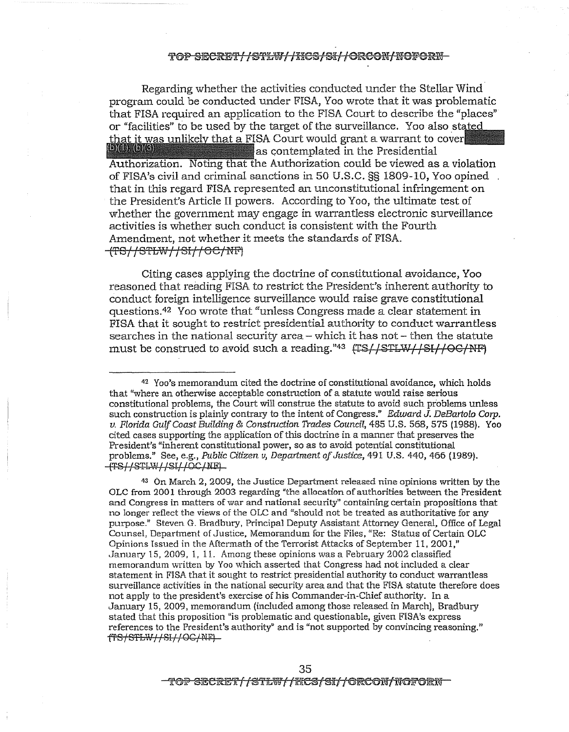Regarding whether the activities conducted under the Stellar Wind program could be conducted under FISA, Yoo wrote that it was problematic that FISA required an application to the FISA Court to describe the "places" or "facilities" to be used by the target of the surveillance. Yoo also stated that it was unlikely that a FISA Court would grant a warrant to cover (b)(1), (b)(3) as contemplated in the Presidential Authorization. Noting that the Authorization could be viewed as a violation of FISA's civil and criminal sanctions in 50 U.S.C. §§ 1809-10, Yoo opined that in this regard FISA represented an unconstitutional infringement on the President's Article II powers. According to Yoo, the ultimate test of whether the government may engage in warrantless electronic surveillance activities is whether such conduct is consistent with the Fourth Amendment, not whether it meets the standards of FISA. ~~(TS//STLW//SI//OC/NF)~~

Citing cases applying the doctrine of constitutional avoidance, Yoo reasoned that reading FISA to restrict the President's inherent authority to conduct foreign intelligence surveillance would raise grave constitutional questions.[42] Yoo wrote that "unless Congress made a clear statement in FISA that it sought to restrict presidential authority to conduct warrantless searches in the national security area – which it has not – then the statute must be construed to avoid such a reading."[43] ~~(TS//STLW//SI//OC/NF)~~

---

[42] Yoo's memorandum cited the doctrine of constitutional avoidance, which holds that "where an otherwise acceptable construction of a statute would raise serious constitutional problems, the Court will construe the statute to avoid such problems unless such construction is plainly contrary to the intent of Congress." *Edward J. DeBartolo Corp. v. Florida Gulf Coast Building & Construction Trades Council*, 485 U.S. 568, 575 (1988). Yoo cited cases supporting the application of this doctrine in a manner that preserves the President's "inherent constitutional power, so as to avoid potential constitutional problems." See, e.g., *Public Citizen v, Department of Justice*, 491 U.S. 440, 466 (1989). ~~(TS//STLW//SI//OC/NF)~~

[43] On March 2, 2009, the Justice Department released nine opinions written by the OLC from 2001 through 2003 regarding "the allocation of authorities between the President and Congress in matters of war and national security" containing certain propositions that no longer reflect the views of the OLC and "should not be treated as authoritative for any purpose." Steven G. Bradbury, Principal Deputy Assistant Attorney General, Office of Legal Counsel, Department of Justice, Memorandum for the Files, "Re: Status of Certain OLC Opinions Issued in the Aftermath of the Terrorist Attacks of September 11, 2001," January 15, 2009, 1, 11. Among these opinions was a February 2002 classified memorandum written by Yoo which asserted that Congress had not included a clear statement in FISA that it sought to restrict presidential authority to conduct warrantless surveillance activities in the national security area and that the FISA statute therefore does not apply to the president's exercise of his Commander-in-Chief authority. In a January 15, 2009, memorandum (included among those released in March), Bradbury stated that this proposition "is problematic and questionable, given FISA's express references to the President's authority" and is "not supported by convincing reasoning." ~~(TS/STLW//SI//OC/NF)~~